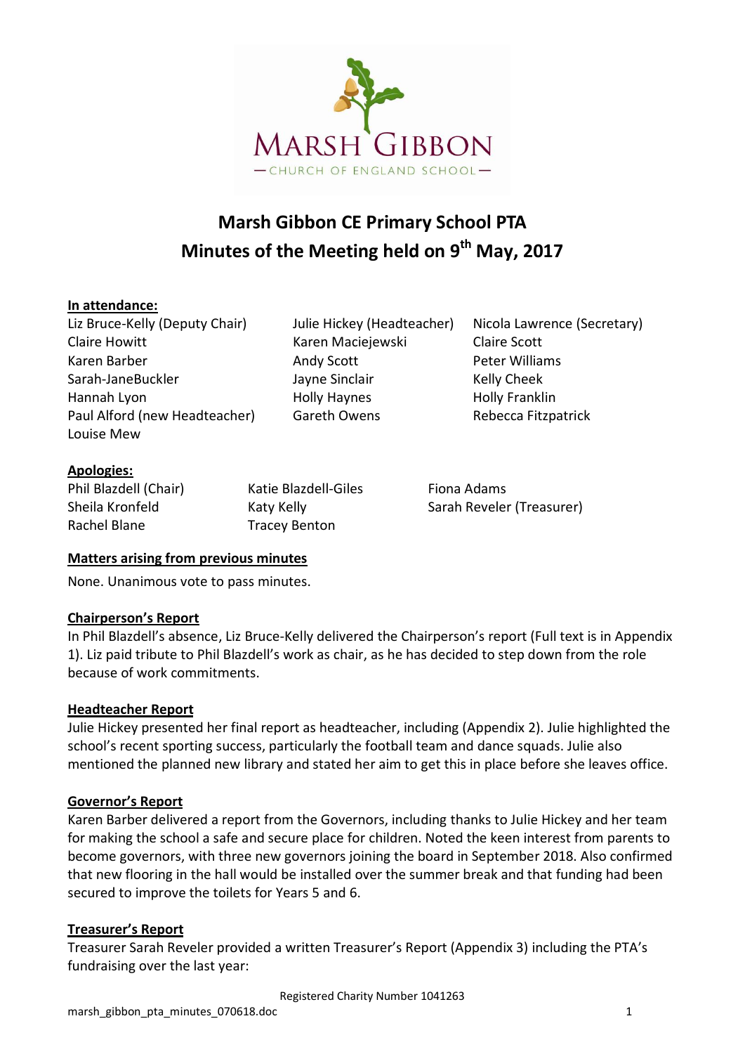# Marsh Gibbon CE Primary School PTA
# Minutes of the Meeting held on 9th May, 2017

**In attendance:**

Liz Bruce-Kelly (Deputy Chair)
Claire Howitt
Karen Barber
Sarah-JaneBuckler
Hannah Lyon
Paul Alford (new Headteacher)
Louise Mew
Julie Hickey (Headteacher)
Karen Maciejewski
Andy Scott
Jayne Sinclair
Holly Haynes
Gareth Owens
Nicola Lawrence (Secretary)
Claire Scott
Peter Williams
Kelly Cheek
Holly Franklin
Rebecca Fitzpatrick

**Apologies:**

Phil Blazdell (Chair)
Sheila Kronfeld
Rachel Blane
Katie Blazdell-Giles
Katy Kelly
Tracey Benton
Fiona Adams
Sarah Reveler (Treasurer)

**Matters arising from previous minutes**

None. Unanimous vote to pass minutes.

**Chairperson's Report**

In Phil Blazdell's absence, Liz Bruce-Kelly delivered the Chairperson's report (Full text is in Appendix 1). Liz paid tribute to Phil Blazdell's work as chair, as he has decided to step down from the role because of work commitments.

**Headteacher Report**

Julie Hickey presented her final report as headteacher, including (Appendix 2). Julie highlighted the school's recent sporting success, particularly the football team and dance squads. Julie also mentioned the planned new library and stated her aim to get this in place before she leaves office.

**Governor's Report**

Karen Barber delivered a report from the Governors, including thanks to Julie Hickey and her team for making the school a safe and secure place for children. Noted the keen interest from parents to become governors, with three new governors joining the board in September 2018. Also confirmed that new flooring in the hall would be installed over the summer break and that funding had been secured to improve the toilets for Years 5 and 6.

**Treasurer's Report**

Treasurer Sarah Reveler provided a written Treasurer's Report (Appendix 3) including the PTA's fundraising over the last year:

Registered Charity Number 1041263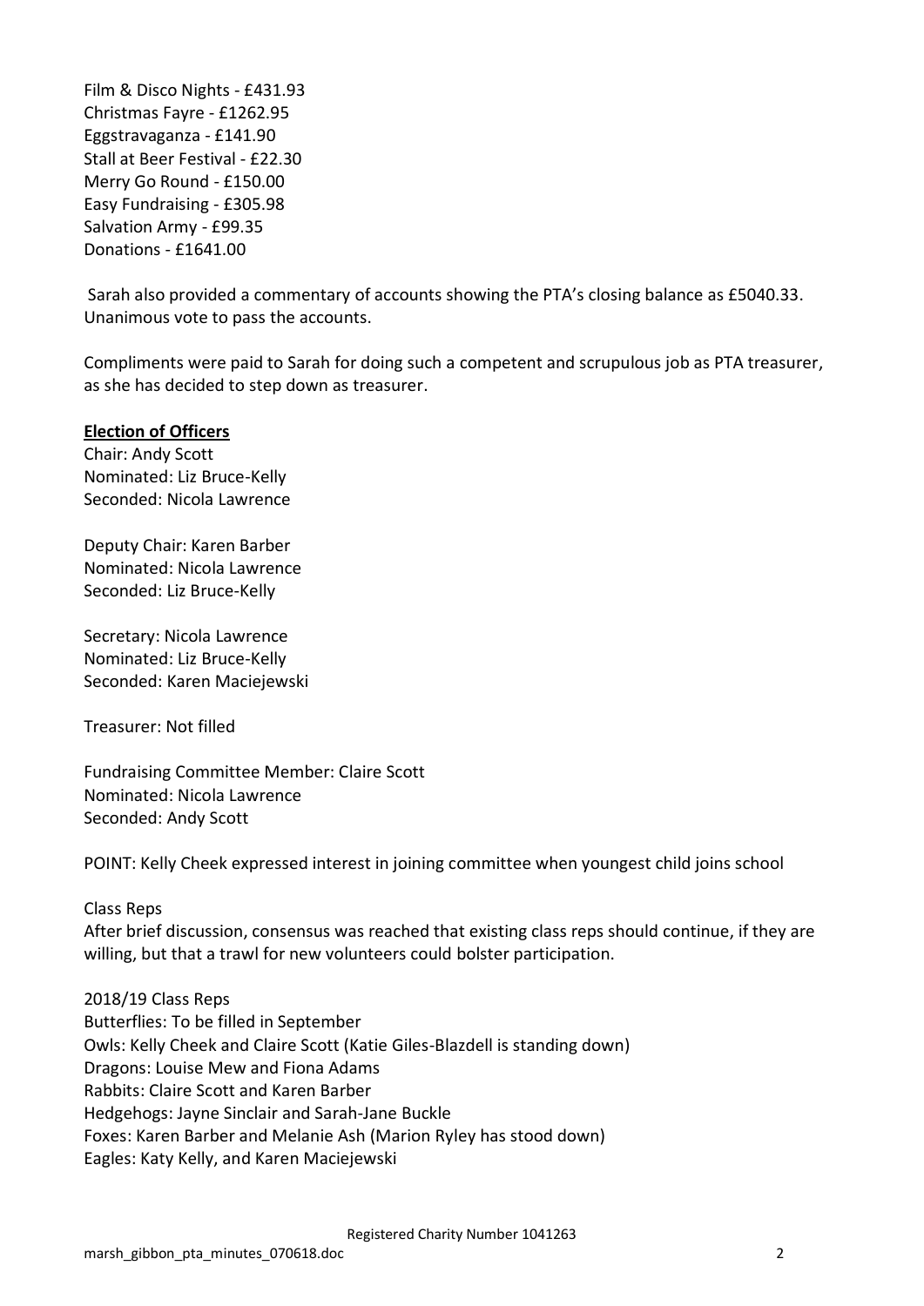Film & Disco Nights - £431.93
Christmas Fayre - £1262.95
Eggstravaganza - £141.90
Stall at Beer Festival - £22.30
Merry Go Round - £150.00
Easy Fundraising - £305.98
Salvation Army - £99.35
Donations - £1641.00

Sarah also provided a commentary of accounts showing the PTA's closing balance as £5040.33. Unanimous vote to pass the accounts.

Compliments were paid to Sarah for doing such a competent and scrupulous job as PTA treasurer, as she has decided to step down as treasurer.

**Election of Officers**

Chair: Andy Scott
Nominated: Liz Bruce-Kelly
Seconded: Nicola Lawrence

Deputy Chair: Karen Barber
Nominated: Nicola Lawrence
Seconded: Liz Bruce-Kelly

Secretary: Nicola Lawrence
Nominated: Liz Bruce-Kelly
Seconded: Karen Maciejewski

Treasurer: Not filled

Fundraising Committee Member: Claire Scott
Nominated: Nicola Lawrence
Seconded: Andy Scott

POINT: Kelly Cheek expressed interest in joining committee when youngest child joins school

Class Reps

After brief discussion, consensus was reached that existing class reps should continue, if they are willing, but that a trawl for new volunteers could bolster participation.

2018/19 Class Reps

Butterflies: To be filled in September
Owls: Kelly Cheek and Claire Scott (Katie Giles-Blazdell is standing down)
Dragons: Louise Mew and Fiona Adams
Rabbits: Claire Scott and Karen Barber
Hedgehogs: Jayne Sinclair and Sarah-Jane Buckle
Foxes: Karen Barber and Melanie Ash (Marion Ryley has stood down)
Eagles: Katy Kelly, and Karen Maciejewski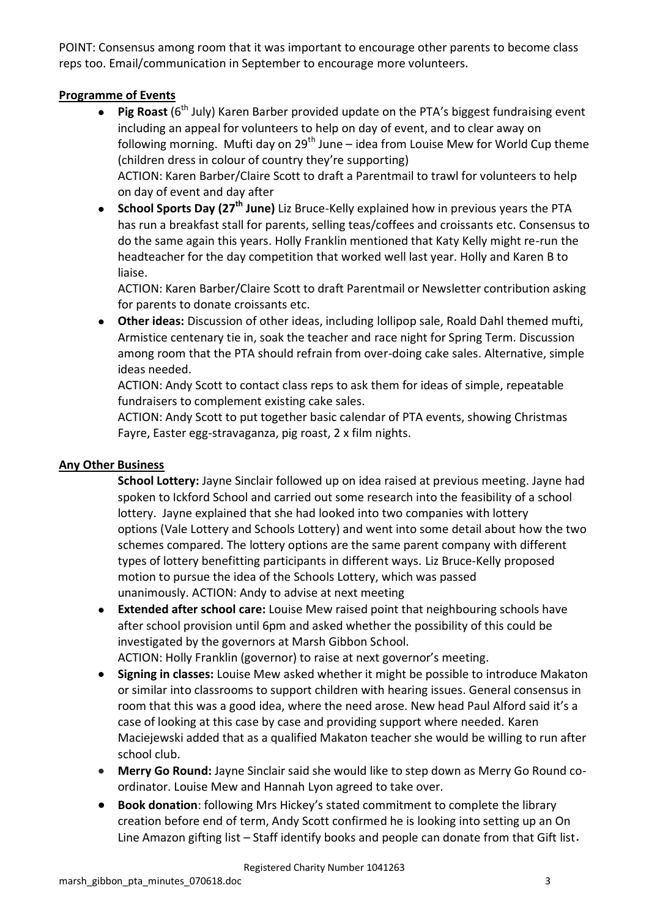POINT: Consensus among room that it was important to encourage other parents to become class reps too. Email/communication in September to encourage more volunteers.

**Programme of Events**

- **Pig Roast** (6th July) Karen Barber provided update on the PTA's biggest fundraising event including an appeal for volunteers to help on day of event, and to clear away on following morning. Mufti day on 29th June – idea from Louise Mew for World Cup theme (children dress in colour of country they're supporting)
  ACTION: Karen Barber/Claire Scott to draft a Parentmail to trawl for volunteers to help on day of event and day after
- **School Sports Day (27th June)** Liz Bruce-Kelly explained how in previous years the PTA has run a breakfast stall for parents, selling teas/coffees and croissants etc. Consensus to do the same again this years. Holly Franklin mentioned that Katy Kelly might re-run the headteacher for the day competition that worked well last year. Holly and Karen B to liaise.
  ACTION: Karen Barber/Claire Scott to draft Parentmail or Newsletter contribution asking for parents to donate croissants etc.
- **Other ideas:** Discussion of other ideas, including lollipop sale, Roald Dahl themed mufti, Armistice centenary tie in, soak the teacher and race night for Spring Term. Discussion among room that the PTA should refrain from over-doing cake sales. Alternative, simple ideas needed.
  ACTION: Andy Scott to contact class reps to ask them for ideas of simple, repeatable fundraisers to complement existing cake sales.
  ACTION: Andy Scott to put together basic calendar of PTA events, showing Christmas Fayre, Easter egg-stravaganza, pig roast, 2 x film nights.

**Any Other Business**

**School Lottery:** Jayne Sinclair followed up on idea raised at previous meeting. Jayne had spoken to Ickford School and carried out some research into the feasibility of a school lottery. Jayne explained that she had looked into two companies with lottery options (Vale Lottery and Schools Lottery) and went into some detail about how the two schemes compared. The lottery options are the same parent company with different types of lottery benefitting participants in different ways. Liz Bruce-Kelly proposed motion to pursue the idea of the Schools Lottery, which was passed unanimously. ACTION: Andy to advise at next meeting

- **Extended after school care:** Louise Mew raised point that neighbouring schools have after school provision until 6pm and asked whether the possibility of this could be investigated by the governors at Marsh Gibbon School.
  ACTION: Holly Franklin (governor) to raise at next governor's meeting.
- **Signing in classes:** Louise Mew asked whether it might be possible to introduce Makaton or similar into classrooms to support children with hearing issues. General consensus in room that this was a good idea, where the need arose. New head Paul Alford said it's a case of looking at this case by case and providing support where needed. Karen Maciejewski added that as a qualified Makaton teacher she would be willing to run after school club.
- **Merry Go Round:** Jayne Sinclair said she would like to step down as Merry Go Round co-ordinator. Louise Mew and Hannah Lyon agreed to take over.
- **Book donation**: following Mrs Hickey's stated commitment to complete the library creation before end of term, Andy Scott confirmed he is looking into setting up an On Line Amazon gifting list – Staff identify books and people can donate from that Gift list.

Registered Charity Number 1041263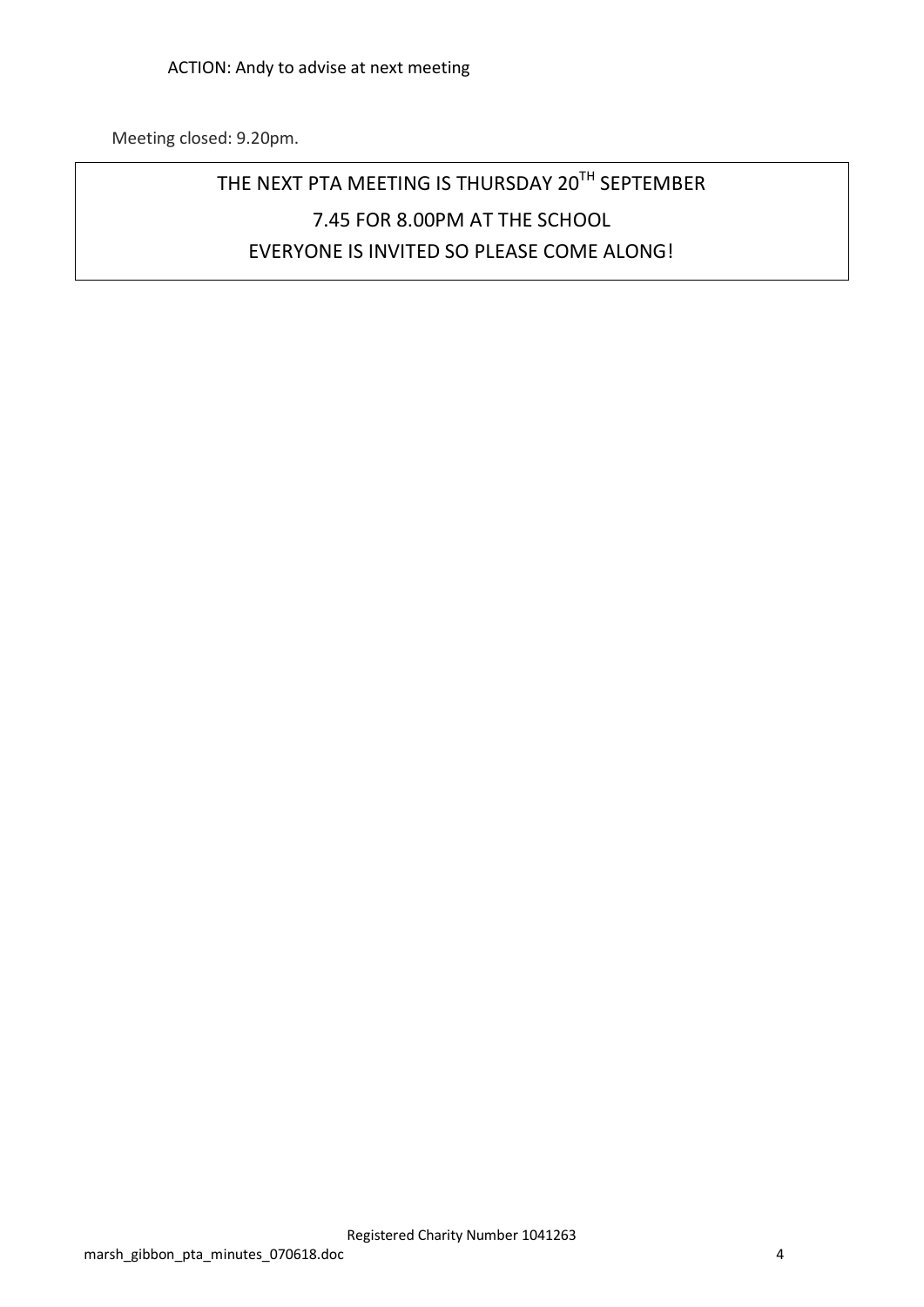ACTION: Andy to advise at next meeting

Meeting closed: 9.20pm.

THE NEXT PTA MEETING IS THURSDAY 20TH SEPTEMBER

7.45 FOR 8.00PM AT THE SCHOOL

EVERYONE IS INVITED SO PLEASE COME ALONG!

Registered Charity Number 1041263

marsh_gibbon_pta_minutes_070618.doc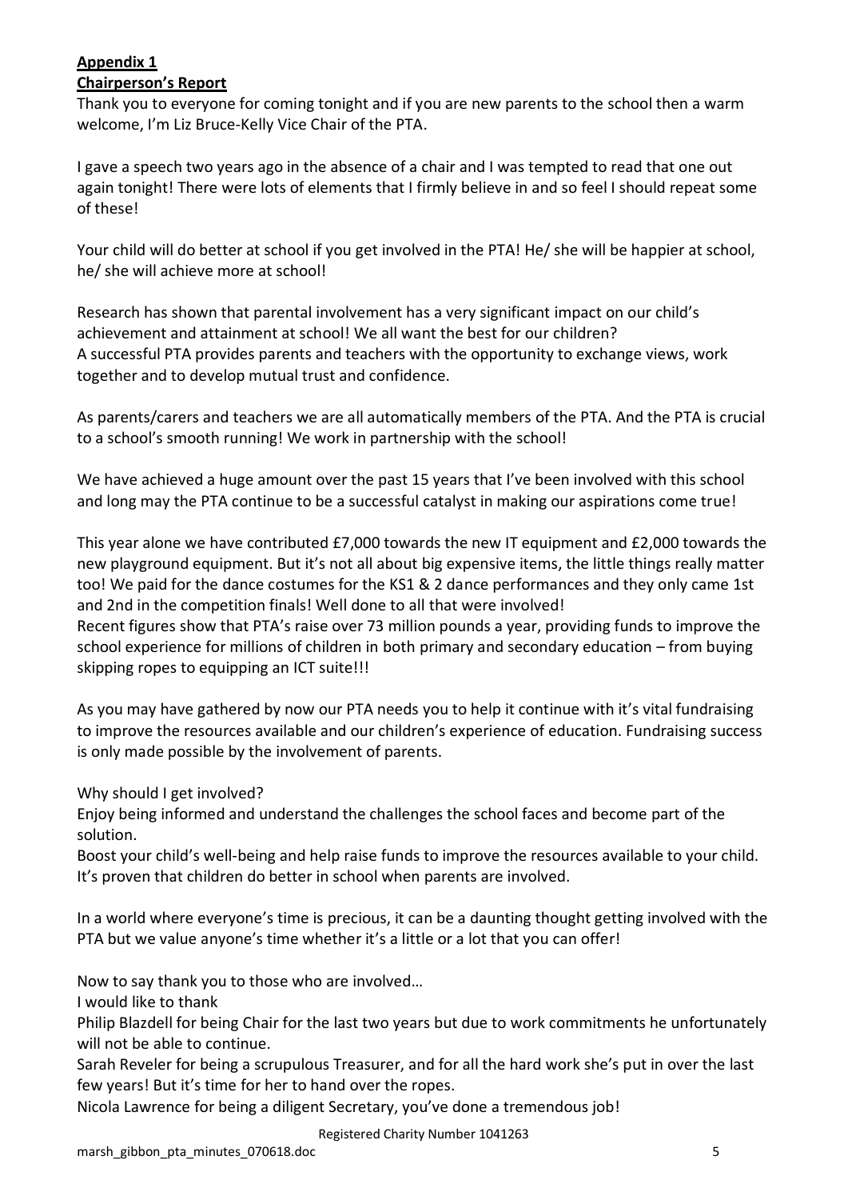**Appendix 1**

**Chairperson's Report**

Thank you to everyone for coming tonight and if you are new parents to the school then a warm welcome, I'm Liz Bruce-Kelly Vice Chair of the PTA.

I gave a speech two years ago in the absence of a chair and I was tempted to read that one out again tonight! There were lots of elements that I firmly believe in and so feel I should repeat some of these!

Your child will do better at school if you get involved in the PTA! He/ she will be happier at school, he/ she will achieve more at school!

Research has shown that parental involvement has a very significant impact on our child's achievement and attainment at school! We all want the best for our children?
A successful PTA provides parents and teachers with the opportunity to exchange views, work together and to develop mutual trust and confidence.

As parents/carers and teachers we are all automatically members of the PTA. And the PTA is crucial to a school's smooth running! We work in partnership with the school!

We have achieved a huge amount over the past 15 years that I've been involved with this school and long may the PTA continue to be a successful catalyst in making our aspirations come true!

This year alone we have contributed £7,000 towards the new IT equipment and £2,000 towards the new playground equipment. But it's not all about big expensive items, the little things really matter too! We paid for the dance costumes for the KS1 & 2 dance performances and they only came 1st and 2nd in the competition finals! Well done to all that were involved!
Recent figures show that PTA's raise over 73 million pounds a year, providing funds to improve the school experience for millions of children in both primary and secondary education – from buying skipping ropes to equipping an ICT suite!!!

As you may have gathered by now our PTA needs you to help it continue with it's vital fundraising to improve the resources available and our children's experience of education. Fundraising success is only made possible by the involvement of parents.

Why should I get involved?
Enjoy being informed and understand the challenges the school faces and become part of the solution.
Boost your child's well-being and help raise funds to improve the resources available to your child. It's proven that children do better in school when parents are involved.

In a world where everyone's time is precious, it can be a daunting thought getting involved with the PTA but we value anyone's time whether it's a little or a lot that you can offer!

Now to say thank you to those who are involved…
I would like to thank
Philip Blazdell for being Chair for the last two years but due to work commitments he unfortunately will not be able to continue.
Sarah Reveler for being a scrupulous Treasurer, and for all the hard work she's put in over the last few years! But it's time for her to hand over the ropes.
Nicola Lawrence for being a diligent Secretary, you've done a tremendous job!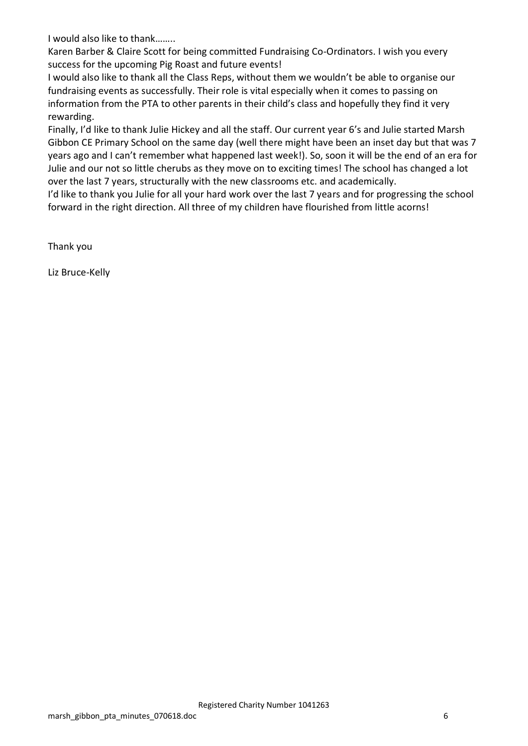I would also like to thank……..

Karen Barber & Claire Scott for being committed Fundraising Co-Ordinators. I wish you every success for the upcoming Pig Roast and future events!

I would also like to thank all the Class Reps, without them we wouldn't be able to organise our fundraising events as successfully. Their role is vital especially when it comes to passing on information from the PTA to other parents in their child's class and hopefully they find it very rewarding.

Finally, I'd like to thank Julie Hickey and all the staff. Our current year 6's and Julie started Marsh Gibbon CE Primary School on the same day (well there might have been an inset day but that was 7 years ago and I can't remember what happened last week!). So, soon it will be the end of an era for Julie and our not so little cherubs as they move on to exciting times! The school has changed a lot over the last 7 years, structurally with the new classrooms etc. and academically.

I'd like to thank you Julie for all your hard work over the last 7 years and for progressing the school forward in the right direction. All three of my children have flourished from little acorns!

Thank you

Liz Bruce-Kelly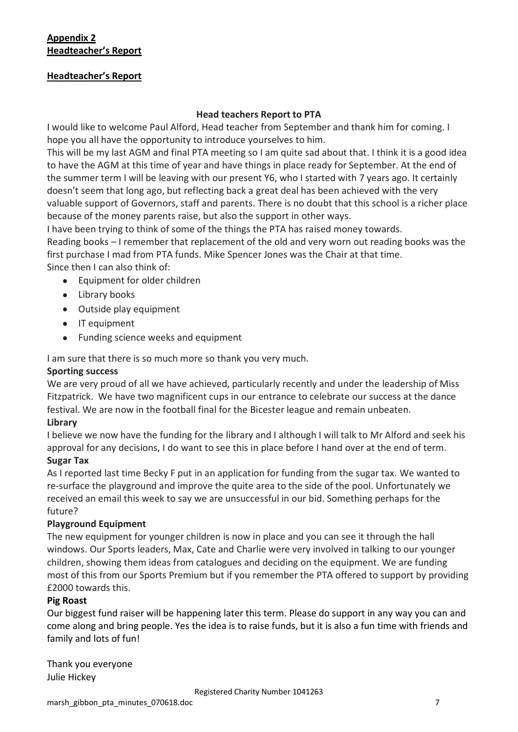## Appendix 2
## Headteacher's Report

## Headteacher's Report

### Head teachers Report to PTA

I would like to welcome Paul Alford, Head teacher from September and thank him for coming. I hope you all have the opportunity to introduce yourselves to him.

This will be my last AGM and final PTA meeting so I am quite sad about that. I think it is a good idea to have the AGM at this time of year and have things in place ready for September. At the end of the summer term I will be leaving with our present Y6, who I started with 7 years ago. It certainly doesn't seem that long ago, but reflecting back a great deal has been achieved with the very valuable support of Governors, staff and parents. There is no doubt that this school is a richer place because of the money parents raise, but also the support in other ways.

I have been trying to think of some of the things the PTA has raised money towards.

Reading books – I remember that replacement of the old and very worn out reading books was the first purchase I mad from PTA funds. Mike Spencer Jones was the Chair at that time.

Since then I can also think of:

- Equipment for older children
- Library books
- Outside play equipment
- IT equipment
- Funding science weeks and equipment

I am sure that there is so much more so thank you very much.

**Sporting success**

We are very proud of all we have achieved, particularly recently and under the leadership of Miss Fitzpatrick. We have two magnificent cups in our entrance to celebrate our success at the dance festival. We are now in the football final for the Bicester league and remain unbeaten.

**Library**

I believe we now have the funding for the library and I although I will talk to Mr Alford and seek his approval for any decisions, I do want to see this in place before I hand over at the end of term.

**Sugar Tax**

As I reported last time Becky F put in an application for funding from the sugar tax. We wanted to re-surface the playground and improve the quite area to the side of the pool. Unfortunately we received an email this week to say we are unsuccessful in our bid. Something perhaps for the future?

**Playground Equipment**

The new equipment for younger children is now in place and you can see it through the hall windows. Our Sports leaders, Max, Cate and Charlie were very involved in talking to our younger children, showing them ideas from catalogues and deciding on the equipment. We are funding most of this from our Sports Premium but if you remember the PTA offered to support by providing £2000 towards this.

**Pig Roast**

Our biggest fund raiser will be happening later this term. Please do support in any way you can and come along and bring people. Yes the idea is to raise funds, but it is also a fun time with friends and family and lots of fun!

Thank you everyone
Julie Hickey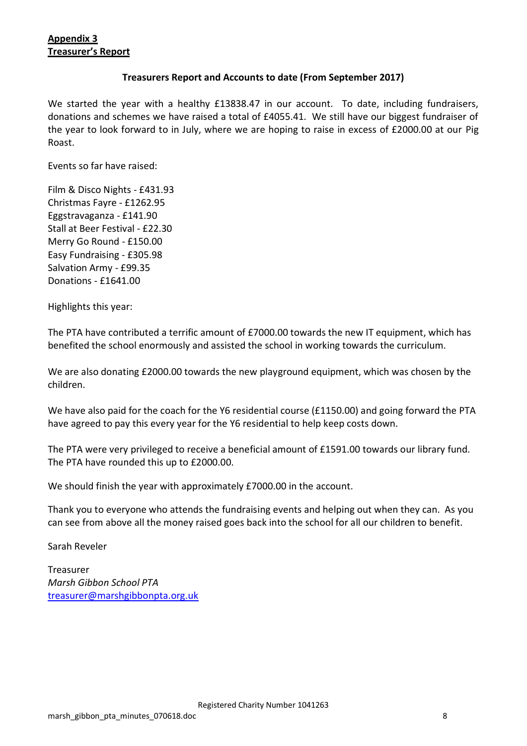**Appendix 3**
**Treasurer's Report**

**Treasurers Report and Accounts to date (From September 2017)**

We started the year with a healthy £13838.47 in our account. To date, including fundraisers, donations and schemes we have raised a total of £4055.41. We still have our biggest fundraiser of the year to look forward to in July, where we are hoping to raise in excess of £2000.00 at our Pig Roast.

Events so far have raised:

Film & Disco Nights - £431.93
Christmas Fayre - £1262.95
Eggstravaganza - £141.90
Stall at Beer Festival - £22.30
Merry Go Round - £150.00
Easy Fundraising - £305.98
Salvation Army - £99.35
Donations - £1641.00

Highlights this year:

The PTA have contributed a terrific amount of £7000.00 towards the new IT equipment, which has benefited the school enormously and assisted the school in working towards the curriculum.

We are also donating £2000.00 towards the new playground equipment, which was chosen by the children.

We have also paid for the coach for the Y6 residential course (£1150.00) and going forward the PTA have agreed to pay this every year for the Y6 residential to help keep costs down.

The PTA were very privileged to receive a beneficial amount of £1591.00 towards our library fund. The PTA have rounded this up to £2000.00.

We should finish the year with approximately £7000.00 in the account.

Thank you to everyone who attends the fundraising events and helping out when they can. As you can see from above all the money raised goes back into the school for all our children to benefit.

Sarah Reveler

Treasurer
*Marsh Gibbon School PTA*
treasurer@marshgibbonpta.org.uk

Registered Charity Number 1041263